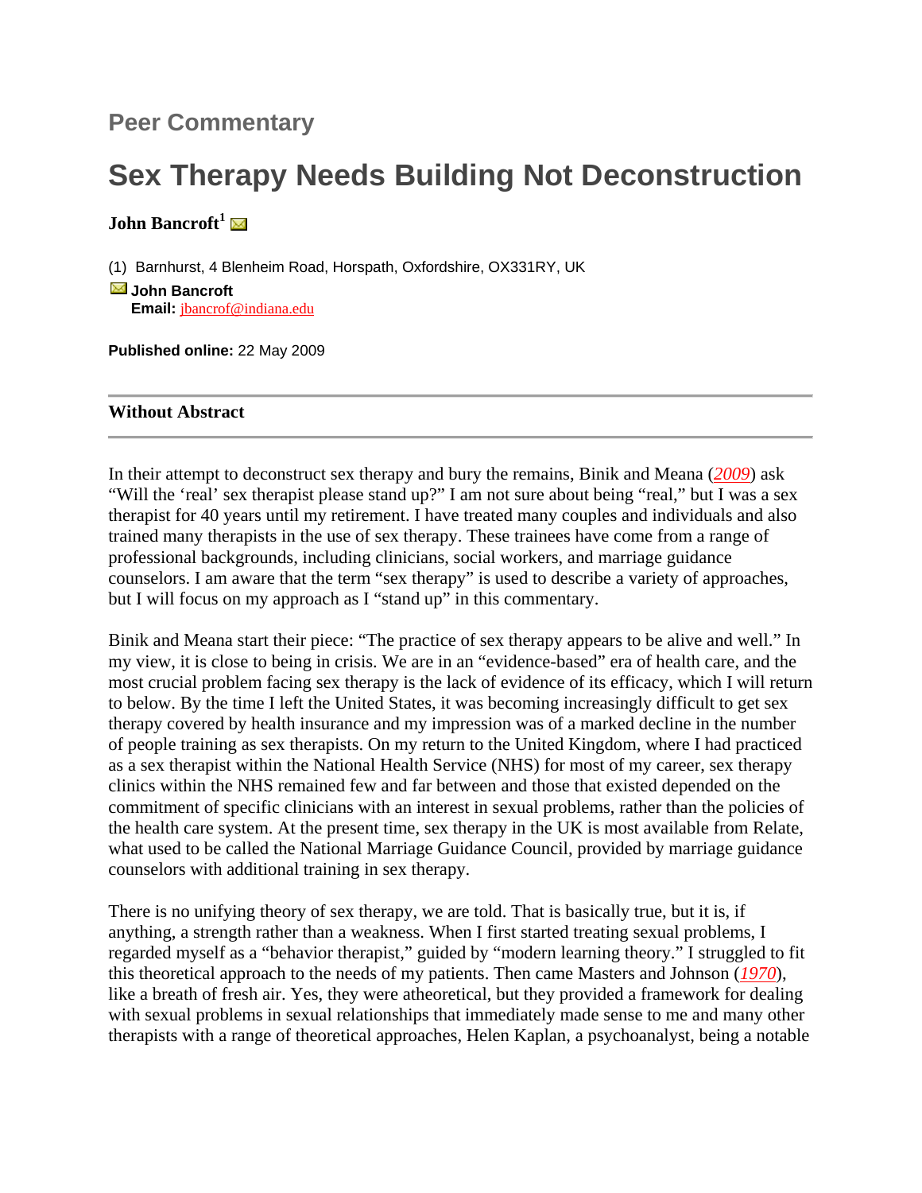Peer Commentary

# Sex Therapy Needs Building Not Deconstruction

**John Bancroft**[1]

(1) Barnhurst, 4 Blenheim Road, Horspath, Oxfordshire, OX331RY, UK

**John Bancroft**
**Email:** jbancrof@indiana.edu

**Published online:** 22 May 2009

---

**Without Abstract**

---

In their attempt to deconstruct sex therapy and bury the remains, Binik and Meana (*2009*) ask "Will the 'real' sex therapist please stand up?" I am not sure about being "real," but I was a sex therapist for 40 years until my retirement. I have treated many couples and individuals and also trained many therapists in the use of sex therapy. These trainees have come from a range of professional backgrounds, including clinicians, social workers, and marriage guidance counselors. I am aware that the term "sex therapy" is used to describe a variety of approaches, but I will focus on my approach as I "stand up" in this commentary.

Binik and Meana start their piece: "The practice of sex therapy appears to be alive and well." In my view, it is close to being in crisis. We are in an "evidence-based" era of health care, and the most crucial problem facing sex therapy is the lack of evidence of its efficacy, which I will return to below. By the time I left the United States, it was becoming increasingly difficult to get sex therapy covered by health insurance and my impression was of a marked decline in the number of people training as sex therapists. On my return to the United Kingdom, where I had practiced as a sex therapist within the National Health Service (NHS) for most of my career, sex therapy clinics within the NHS remained few and far between and those that existed depended on the commitment of specific clinicians with an interest in sexual problems, rather than the policies of the health care system. At the present time, sex therapy in the UK is most available from Relate, what used to be called the National Marriage Guidance Council, provided by marriage guidance counselors with additional training in sex therapy.

There is no unifying theory of sex therapy, we are told. That is basically true, but it is, if anything, a strength rather than a weakness. When I first started treating sexual problems, I regarded myself as a "behavior therapist," guided by "modern learning theory." I struggled to fit this theoretical approach to the needs of my patients. Then came Masters and Johnson (*1970*), like a breath of fresh air. Yes, they were atheoretical, but they provided a framework for dealing with sexual problems in sexual relationships that immediately made sense to me and many other therapists with a range of theoretical approaches, Helen Kaplan, a psychoanalyst, being a notable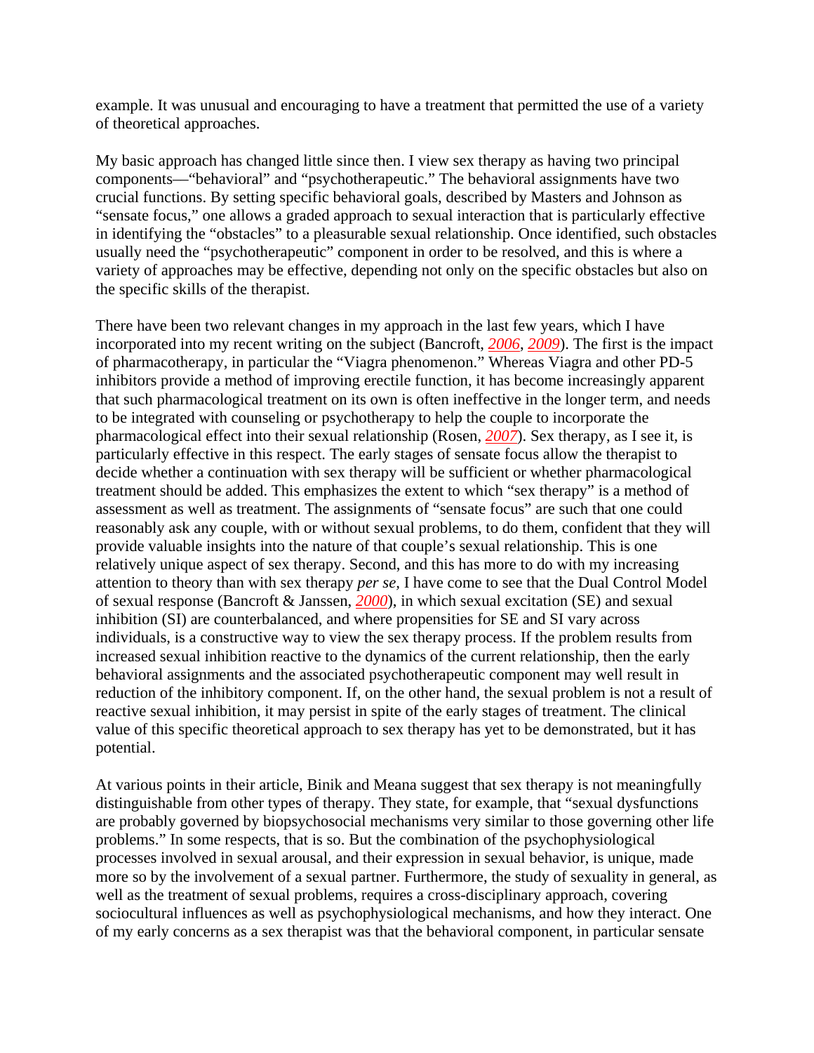example. It was unusual and encouraging to have a treatment that permitted the use of a variety of theoretical approaches.

My basic approach has changed little since then. I view sex therapy as having two principal components—"behavioral" and "psychotherapeutic." The behavioral assignments have two crucial functions. By setting specific behavioral goals, described by Masters and Johnson as "sensate focus," one allows a graded approach to sexual interaction that is particularly effective in identifying the "obstacles" to a pleasurable sexual relationship. Once identified, such obstacles usually need the "psychotherapeutic" component in order to be resolved, and this is where a variety of approaches may be effective, depending not only on the specific obstacles but also on the specific skills of the therapist.

There have been two relevant changes in my approach in the last few years, which I have incorporated into my recent writing on the subject (Bancroft, *2006*, *2009*). The first is the impact of pharmacotherapy, in particular the "Viagra phenomenon." Whereas Viagra and other PD-5 inhibitors provide a method of improving erectile function, it has become increasingly apparent that such pharmacological treatment on its own is often ineffective in the longer term, and needs to be integrated with counseling or psychotherapy to help the couple to incorporate the pharmacological effect into their sexual relationship (Rosen, *2007*). Sex therapy, as I see it, is particularly effective in this respect. The early stages of sensate focus allow the therapist to decide whether a continuation with sex therapy will be sufficient or whether pharmacological treatment should be added. This emphasizes the extent to which "sex therapy" is a method of assessment as well as treatment. The assignments of "sensate focus" are such that one could reasonably ask any couple, with or without sexual problems, to do them, confident that they will provide valuable insights into the nature of that couple's sexual relationship. This is one relatively unique aspect of sex therapy. Second, and this has more to do with my increasing attention to theory than with sex therapy *per se*, I have come to see that the Dual Control Model of sexual response (Bancroft & Janssen, *2000*), in which sexual excitation (SE) and sexual inhibition (SI) are counterbalanced, and where propensities for SE and SI vary across individuals, is a constructive way to view the sex therapy process. If the problem results from increased sexual inhibition reactive to the dynamics of the current relationship, then the early behavioral assignments and the associated psychotherapeutic component may well result in reduction of the inhibitory component. If, on the other hand, the sexual problem is not a result of reactive sexual inhibition, it may persist in spite of the early stages of treatment. The clinical value of this specific theoretical approach to sex therapy has yet to be demonstrated, but it has potential.

At various points in their article, Binik and Meana suggest that sex therapy is not meaningfully distinguishable from other types of therapy. They state, for example, that "sexual dysfunctions are probably governed by biopsychosocial mechanisms very similar to those governing other life problems." In some respects, that is so. But the combination of the psychophysiological processes involved in sexual arousal, and their expression in sexual behavior, is unique, made more so by the involvement of a sexual partner. Furthermore, the study of sexuality in general, as well as the treatment of sexual problems, requires a cross-disciplinary approach, covering sociocultural influences as well as psychophysiological mechanisms, and how they interact. One of my early concerns as a sex therapist was that the behavioral component, in particular sensate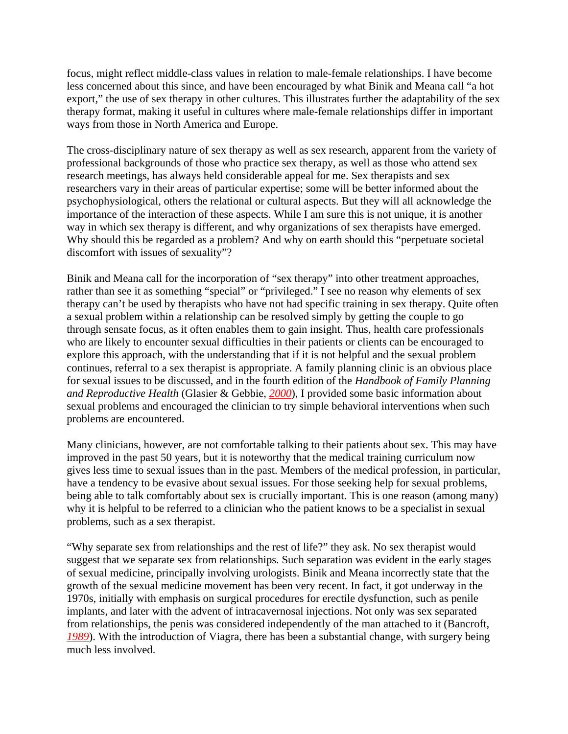focus, might reflect middle-class values in relation to male-female relationships. I have become less concerned about this since, and have been encouraged by what Binik and Meana call "a hot export," the use of sex therapy in other cultures. This illustrates further the adaptability of the sex therapy format, making it useful in cultures where male-female relationships differ in important ways from those in North America and Europe.

The cross-disciplinary nature of sex therapy as well as sex research, apparent from the variety of professional backgrounds of those who practice sex therapy, as well as those who attend sex research meetings, has always held considerable appeal for me. Sex therapists and sex researchers vary in their areas of particular expertise; some will be better informed about the psychophysiological, others the relational or cultural aspects. But they will all acknowledge the importance of the interaction of these aspects. While I am sure this is not unique, it is another way in which sex therapy is different, and why organizations of sex therapists have emerged. Why should this be regarded as a problem? And why on earth should this "perpetuate societal discomfort with issues of sexuality"?

Binik and Meana call for the incorporation of "sex therapy" into other treatment approaches, rather than see it as something "special" or "privileged." I see no reason why elements of sex therapy can't be used by therapists who have not had specific training in sex therapy. Quite often a sexual problem within a relationship can be resolved simply by getting the couple to go through sensate focus, as it often enables them to gain insight. Thus, health care professionals who are likely to encounter sexual difficulties in their patients or clients can be encouraged to explore this approach, with the understanding that if it is not helpful and the sexual problem continues, referral to a sex therapist is appropriate. A family planning clinic is an obvious place for sexual issues to be discussed, and in the fourth edition of the *Handbook of Family Planning and Reproductive Health* (Glasier & Gebbie, 2000), I provided some basic information about sexual problems and encouraged the clinician to try simple behavioral interventions when such problems are encountered.

Many clinicians, however, are not comfortable talking to their patients about sex. This may have improved in the past 50 years, but it is noteworthy that the medical training curriculum now gives less time to sexual issues than in the past. Members of the medical profession, in particular, have a tendency to be evasive about sexual issues. For those seeking help for sexual problems, being able to talk comfortably about sex is crucially important. This is one reason (among many) why it is helpful to be referred to a clinician who the patient knows to be a specialist in sexual problems, such as a sex therapist.

"Why separate sex from relationships and the rest of life?" they ask. No sex therapist would suggest that we separate sex from relationships. Such separation was evident in the early stages of sexual medicine, principally involving urologists. Binik and Meana incorrectly state that the growth of the sexual medicine movement has been very recent. In fact, it got underway in the 1970s, initially with emphasis on surgical procedures for erectile dysfunction, such as penile implants, and later with the advent of intracavernosal injections. Not only was sex separated from relationships, the penis was considered independently of the man attached to it (Bancroft, 1989). With the introduction of Viagra, there has been a substantial change, with surgery being much less involved.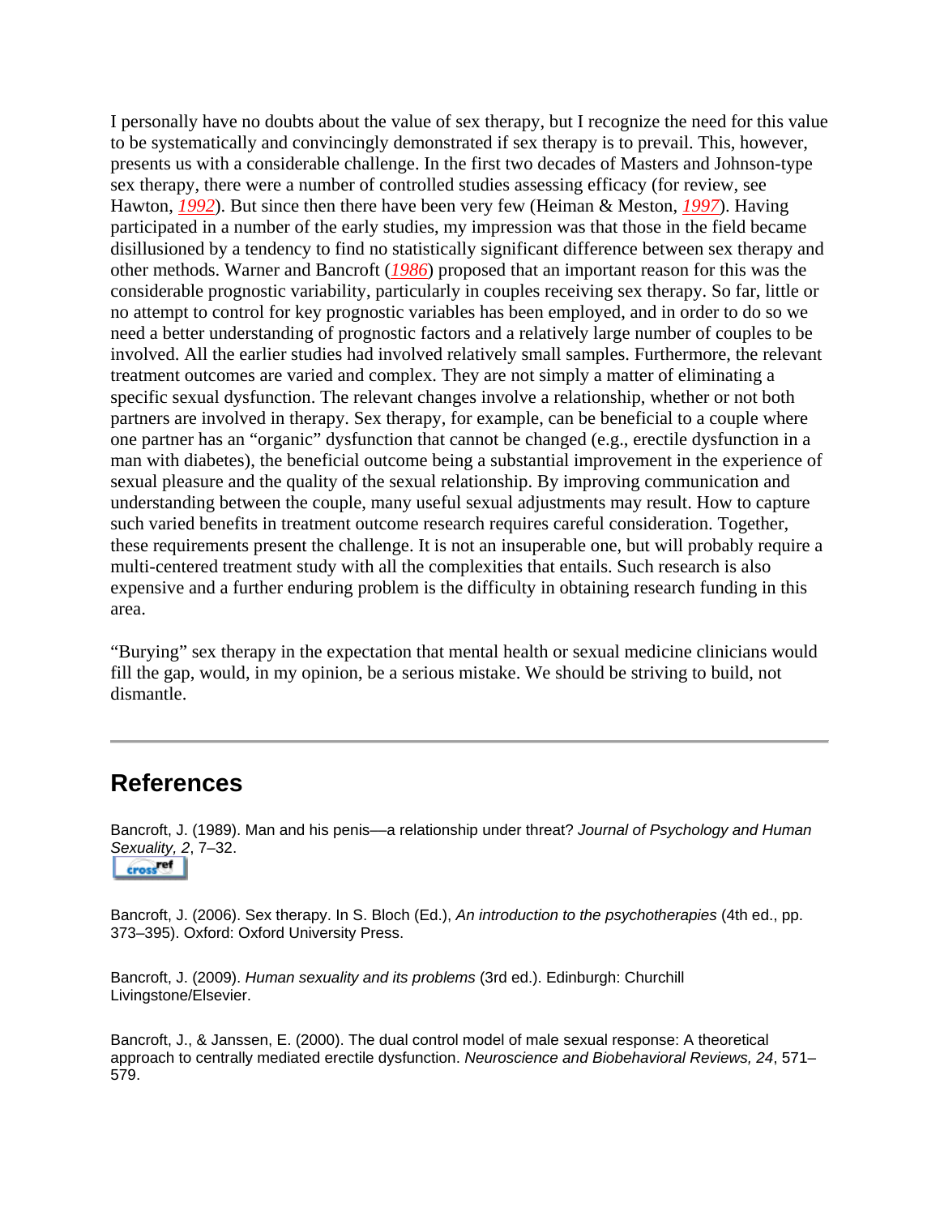I personally have no doubts about the value of sex therapy, but I recognize the need for this value to be systematically and convincingly demonstrated if sex therapy is to prevail. This, however, presents us with a considerable challenge. In the first two decades of Masters and Johnson-type sex therapy, there were a number of controlled studies assessing efficacy (for review, see Hawton, *1992*). But since then there have been very few (Heiman & Meston, *1997*). Having participated in a number of the early studies, my impression was that those in the field became disillusioned by a tendency to find no statistically significant difference between sex therapy and other methods. Warner and Bancroft (*1986*) proposed that an important reason for this was the considerable prognostic variability, particularly in couples receiving sex therapy. So far, little or no attempt to control for key prognostic variables has been employed, and in order to do so we need a better understanding of prognostic factors and a relatively large number of couples to be involved. All the earlier studies had involved relatively small samples. Furthermore, the relevant treatment outcomes are varied and complex. They are not simply a matter of eliminating a specific sexual dysfunction. The relevant changes involve a relationship, whether or not both partners are involved in therapy. Sex therapy, for example, can be beneficial to a couple where one partner has an "organic" dysfunction that cannot be changed (e.g., erectile dysfunction in a man with diabetes), the beneficial outcome being a substantial improvement in the experience of sexual pleasure and the quality of the sexual relationship. By improving communication and understanding between the couple, many useful sexual adjustments may result. How to capture such varied benefits in treatment outcome research requires careful consideration. Together, these requirements present the challenge. It is not an insuperable one, but will probably require a multi-centered treatment study with all the complexities that entails. Such research is also expensive and a further enduring problem is the difficulty in obtaining research funding in this area.

"Burying" sex therapy in the expectation that mental health or sexual medicine clinicians would fill the gap, would, in my opinion, be a serious mistake. We should be striving to build, not dismantle.

---

## References

Bancroft, J. (1989). Man and his penis—a relationship under threat? *Journal of Psychology and Human Sexuality, 2*, 7–32.

Bancroft, J. (2006). Sex therapy. In S. Bloch (Ed.), *An introduction to the psychotherapies* (4th ed., pp. 373–395). Oxford: Oxford University Press.

Bancroft, J. (2009). *Human sexuality and its problems* (3rd ed.). Edinburgh: Churchill Livingstone/Elsevier.

Bancroft, J., & Janssen, E. (2000). The dual control model of male sexual response: A theoretical approach to centrally mediated erectile dysfunction. *Neuroscience and Biobehavioral Reviews, 24*, 571–579.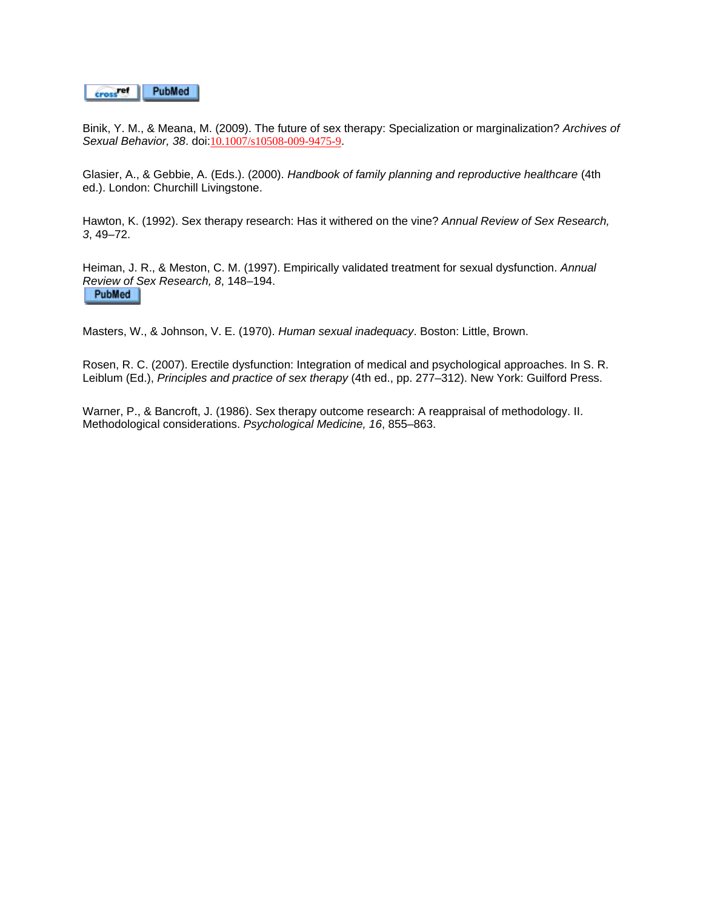Binik, Y. M., & Meana, M. (2009). The future of sex therapy: Specialization or marginalization? *Archives of Sexual Behavior, 38*. doi:10.1007/s10508-009-9475-9.

Glasier, A., & Gebbie, A. (Eds.). (2000). *Handbook of family planning and reproductive healthcare* (4th ed.). London: Churchill Livingstone.

Hawton, K. (1992). Sex therapy research: Has it withered on the vine? *Annual Review of Sex Research, 3*, 49–72.

Heiman, J. R., & Meston, C. M. (1997). Empirically validated treatment for sexual dysfunction. *Annual Review of Sex Research, 8*, 148–194.

Masters, W., & Johnson, V. E. (1970). *Human sexual inadequacy*. Boston: Little, Brown.

Rosen, R. C. (2007). Erectile dysfunction: Integration of medical and psychological approaches. In S. R. Leiblum (Ed.), *Principles and practice of sex therapy* (4th ed., pp. 277–312). New York: Guilford Press.

Warner, P., & Bancroft, J. (1986). Sex therapy outcome research: A reappraisal of methodology. II. Methodological considerations. *Psychological Medicine, 16*, 855–863.